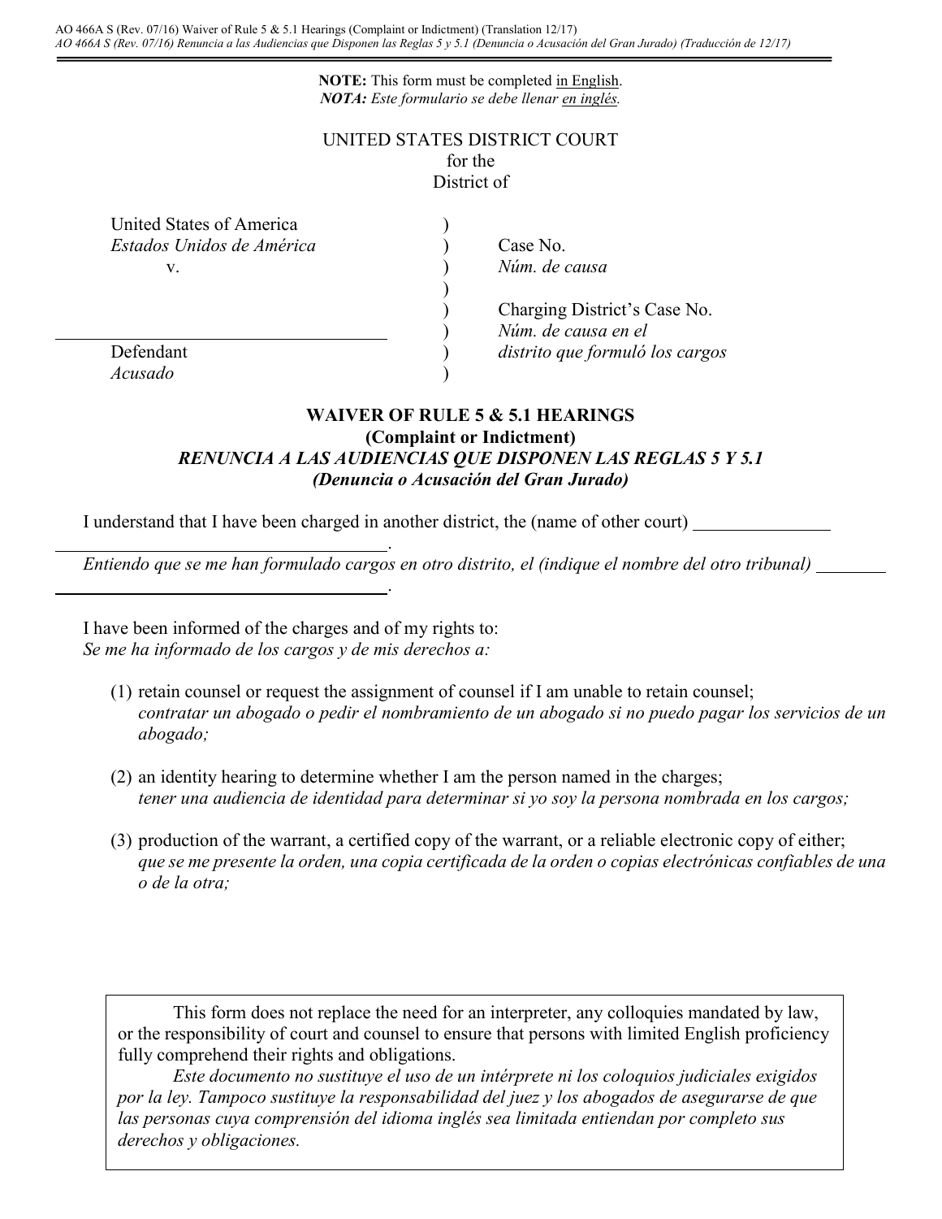AO 466A S (Rev. 07/16) Waiver of Rule 5 & 5.1 Hearings (Complaint or Indictment) (Translation 12/17)
*AO 466A S (Rev. 07/16) Renuncia a las Audiencias que Disponen las Reglas 5 y 5.1 (Denuncia o Acusación del Gran Jurado) (Traducción de 12/17)*

**NOTE:** This form must be completed in English.
***NOTA:*** *Este formulario se debe llenar en inglés.*

UNITED STATES DISTRICT COURT
for the
District of

| | |
|---|---|
| United States of America<br>*Estados Unidos de América*<br>v. | Case No.<br>*Núm. de causa* |
| \_\_\_\_\_\_\_\_\_\_\_\_\_\_\_\_\_\_\_\_\_\_\_\_\_\_\_\_\_\_<br>Defendant<br>*Acusado* | Charging District's Case No.<br>*Núm. de causa en el distrito que formuló los cargos* |

## WAIVER OF RULE 5 & 5.1 HEARINGS
### (Complaint or Indictment)
### *RENUNCIA A LAS AUDIENCIAS QUE DISPONEN LAS REGLAS 5 Y 5.1*
### *(Denuncia o Acusación del Gran Jurado)*

I understand that I have been charged in another district, the (name of other court) \_\_\_\_\_\_\_\_\_\_\_\_\_\_\_\_\_\_\_\_\_\_\_\_\_\_\_\_\_\_\_\_\_\_\_\_\_\_\_\_.
*Entiendo que se me han formulado cargos en otro distrito, el (indique el nombre del otro tribunal)* \_\_\_\_\_\_\_\_\_\_\_\_\_\_\_\_\_\_\_\_\_\_\_\_\_\_\_\_\_\_\_\_\_\_\_\_\_\_\_\_.

I have been informed of the charges and of my rights to:
*Se me ha informado de los cargos y de mis derechos a:*

(1) retain counsel or request the assignment of counsel if I am unable to retain counsel;
*contratar un abogado o pedir el nombramiento de un abogado si no puedo pagar los servicios de un abogado;*

(2) an identity hearing to determine whether I am the person named in the charges;
*tener una audiencia de identidad para determinar si yo soy la persona nombrada en los cargos;*

(3) production of the warrant, a certified copy of the warrant, or a reliable electronic copy of either;
*que se me presente la orden, una copia certificada de la orden o copias electrónicas confiables de una o de la otra;*

> This form does not replace the need for an interpreter, any colloquies mandated by law, or the responsibility of court and counsel to ensure that persons with limited English proficiency fully comprehend their rights and obligations.
>
> *Este documento no sustituye el uso de un intérprete ni los coloquios judiciales exigidos por la ley. Tampoco sustituye la responsabilidad del juez y los abogados de asegurarse de que las personas cuya comprensión del idioma inglés sea limitada entiendan por completo sus derechos y obligaciones.*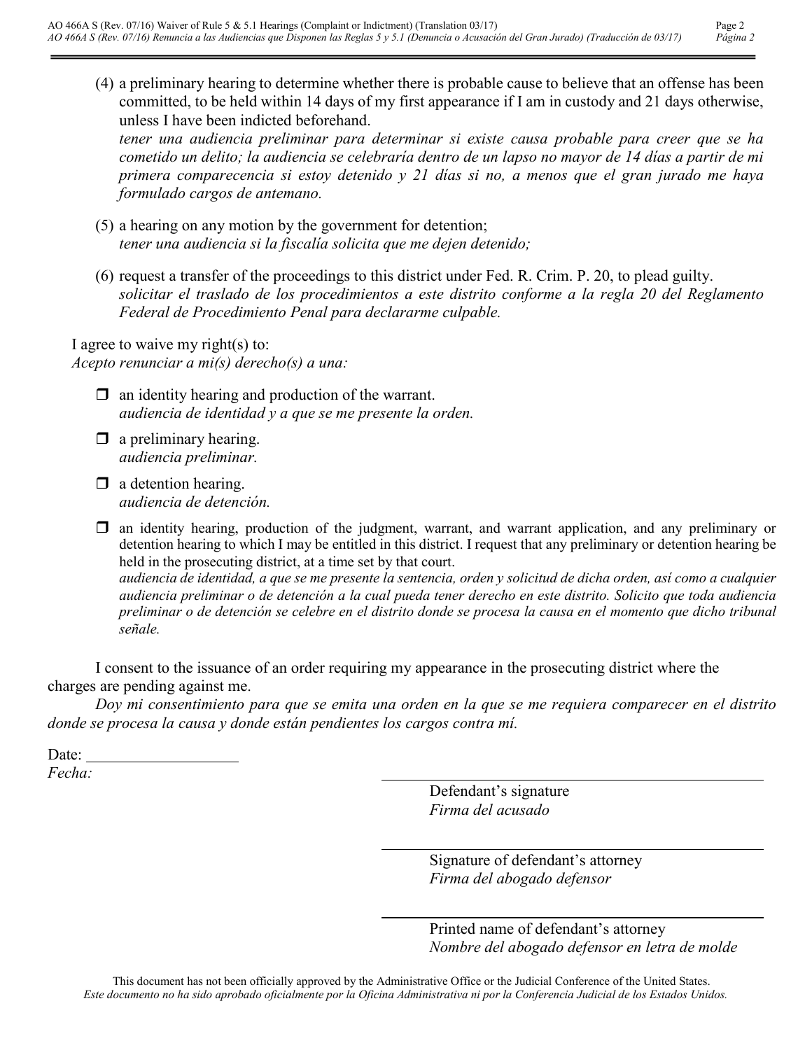(4) a preliminary hearing to determine whether there is probable cause to believe that an offense has been committed, to be held within 14 days of my first appearance if I am in custody and 21 days otherwise, unless I have been indicted beforehand.
*tener una audiencia preliminar para determinar si existe causa probable para creer que se ha cometido un delito; la audiencia se celebraría dentro de un lapso no mayor de 14 días a partir de mi primera comparecencia si estoy detenido y 21 días si no, a menos que el gran jurado me haya formulado cargos de antemano.*

(5) a hearing on any motion by the government for detention;
*tener una audiencia si la fiscalía solicita que me dejen detenido;*

(6) request a transfer of the proceedings to this district under Fed. R. Crim. P. 20, to plead guilty.
*solicitar el traslado de los procedimientos a este distrito conforme a la regla 20 del Reglamento Federal de Procedimiento Penal para declararme culpable.*

I agree to waive my right(s) to:
*Acepto renunciar a mi(s) derecho(s) a una:*

- ☐ an identity hearing and production of the warrant.
*audiencia de identidad y a que se me presente la orden.*
- ☐ a preliminary hearing.
*audiencia preliminar.*
- ☐ a detention hearing.
*audiencia de detención.*
- ☐ an identity hearing, production of the judgment, warrant, and warrant application, and any preliminary or detention hearing to which I may be entitled in this district. I request that any preliminary or detention hearing be held in the prosecuting district, at a time set by that court.
*audiencia de identidad, a que se me presente la sentencia, orden y solicitud de dicha orden, así como a cualquier audiencia preliminar o de detención a la cual pueda tener derecho en este distrito. Solicito que toda audiencia preliminar o de detención se celebre en el distrito donde se procesa la causa en el momento que dicho tribunal señale.*

I consent to the issuance of an order requiring my appearance in the prosecuting district where the charges are pending against me.
*Doy mi consentimiento para que se emita una orden en la que se me requiera comparecer en el distrito donde se procesa la causa y donde están pendientes los cargos contra mí.*

Date: ___________________
*Fecha:*

_______________________________
Defendant's signature
*Firma del acusado*

_______________________________
Signature of defendant's attorney
*Firma del abogado defensor*

_______________________________
Printed name of defendant's attorney
*Nombre del abogado defensor en letra de molde*

This document has not been officially approved by the Administrative Office or the Judicial Conference of the United States.
*Este documento no ha sido aprobado oficialmente por la Oficina Administrativa ni por la Conferencia Judicial de los Estados Unidos.*